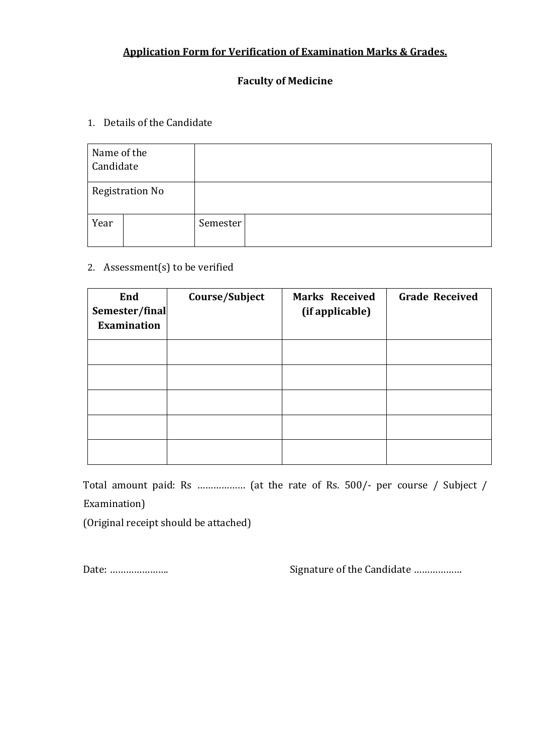# Application Form for Verification of Examination Marks & Grades.

## Faculty of Medicine

1. Details of the Candidate

| Name of the Candidate | | | |
|---|---|---|---|
| Registration No | | | |
| Year | | Semester | |

2. Assessment(s) to be verified

| End Semester/final Examination | Course/Subject | Marks Received (if applicable) | Grade Received |
|---|---|---|---|
| | | | |
| | | | |
| | | | |
| | | | |
| | | | |

Total amount paid: Rs ……………… (at the rate of Rs. 500/- per course / Subject / Examination)

(Original receipt should be attached)

Date: …………………..

Signature of the Candidate ………………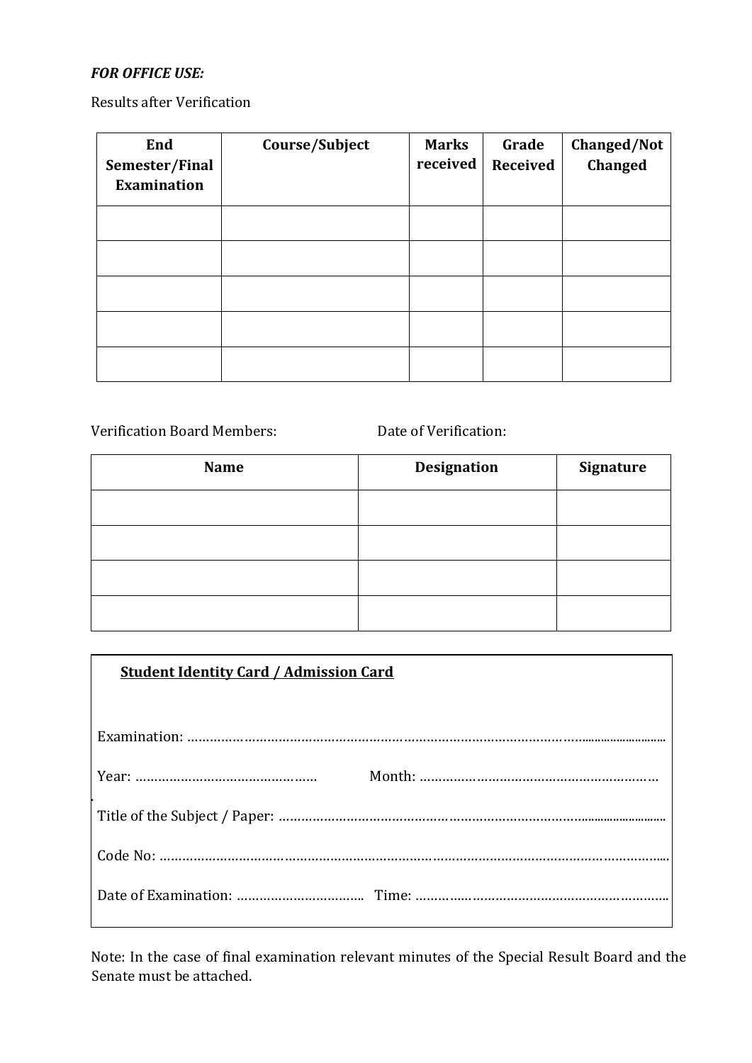***FOR OFFICE USE:***

Results after Verification

| End Semester/Final Examination | Course/Subject | Marks received | Grade Received | Changed/Not Changed |
|---|---|---|---|---|
| | | | | |
| | | | | |
| | | | | |
| | | | | |
| | | | | |

Verification Board Members: Date of Verification:

| Name | Designation | Signature |
|---|---|---|
| | | |
| | | |
| | | |
| | | |

**Student Identity Card / Admission Card**

Examination: ………………………………………………………………………………………………………

Year: …………………………………………. Month: ………………………………………………………

Title of the Subject / Paper: …………………………………………………………………………………

Code No: ………………………………………………………………………………………………………………

Date of Examination: …………………………….. Time: ……………………………………………………

Note: In the case of final examination relevant minutes of the Special Result Board and the Senate must be attached.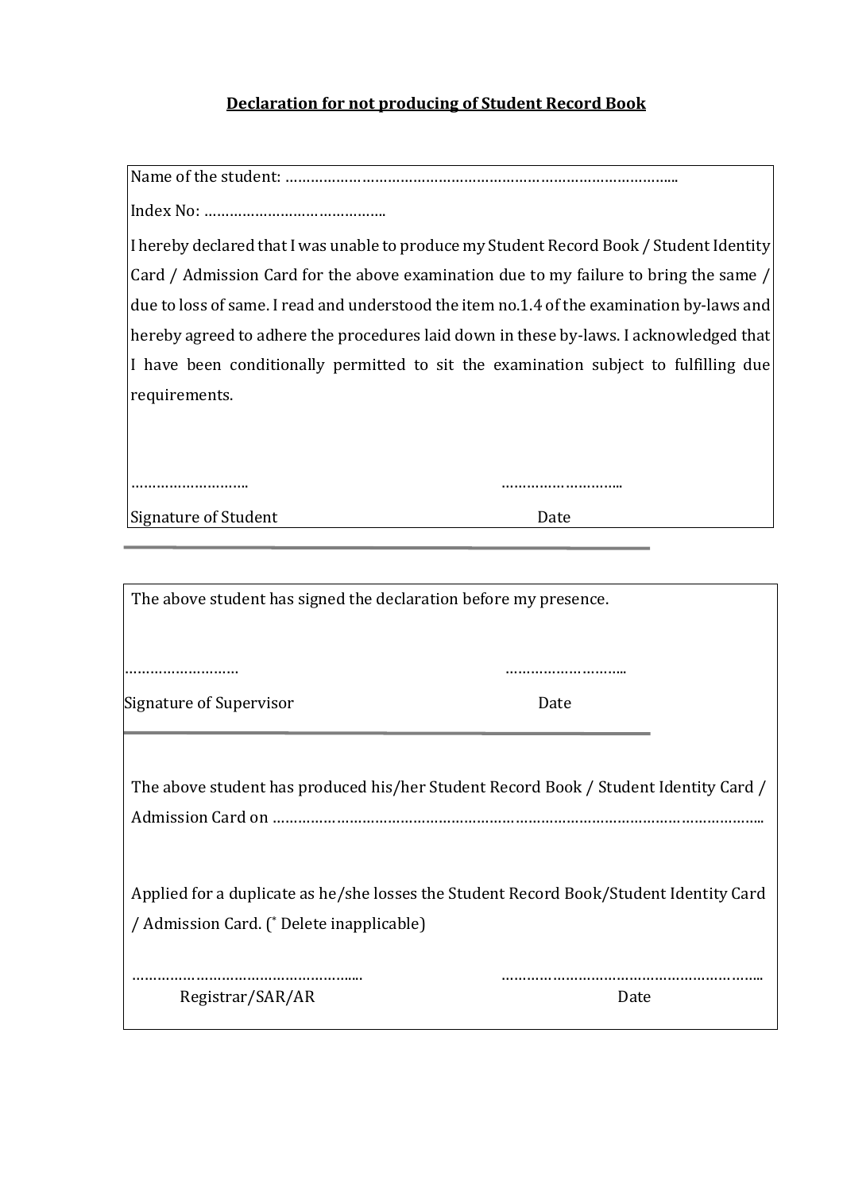**Declaration for not producing of Student Record Book**

Name of the student: ……………………………………………………………………………………..

Index No: ……………………………………..

I hereby declared that I was unable to produce my Student Record Book / Student Identity Card / Admission Card for the above examination due to my failure to bring the same / due to loss of same. I read and understood the item no.1.4 of the examination by-laws and hereby agreed to adhere the procedures laid down in these by-laws. I acknowledged that I have been conditionally permitted to sit the examination subject to fulfilling due requirements.

……………………….. ………………………..

Signature of Student Date

---

The above student has signed the declaration before my presence.

……………………… ………………………..

Signature of Supervisor Date

---

The above student has produced his/her Student Record Book / Student Identity Card / Admission Card on ……………………………………………………………………………………………………..

Applied for a duplicate as he/she losses the Student Record Book/Student Identity Card / Admission Card. (* Delete inapplicable)

……………………………………………..... ……………………………………………………..

Registrar/SAR/AR Date